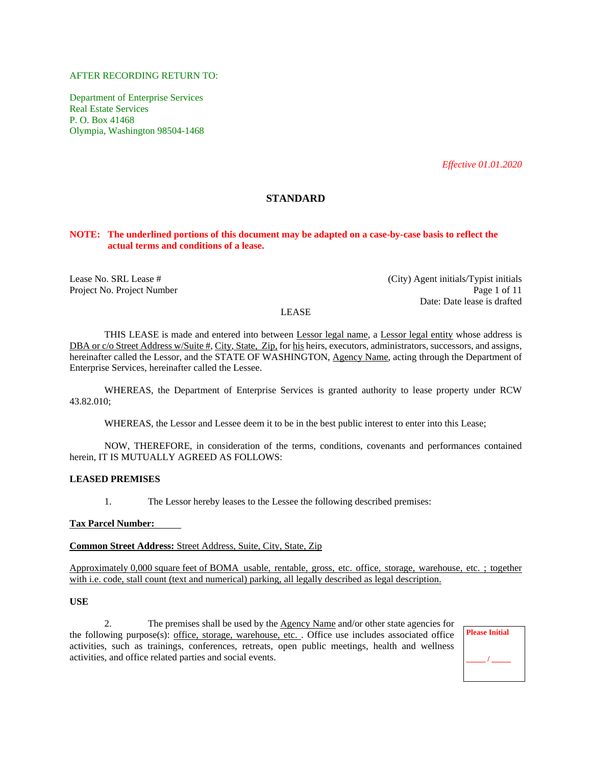AFTER RECORDING RETURN TO:

Department of Enterprise Services
Real Estate Services
P. O. Box 41468
Olympia, Washington 98504-1468

*Effective 01.01.2020*

## STANDARD

**NOTE: The underlined portions of this document may be adapted on a case-by-case basis to reflect the actual terms and conditions of a lease.**

Lease No. SRL Lease #
Project No. Project Number

(City) Agent initials/Typist initials
Date: Date lease is drafted

LEASE

THIS LEASE is made and entered into between Lessor legal name, a Lessor legal entity whose address is DBA or c/o Street Address w/Suite #, City, State, Zip, for his heirs, executors, administrators, successors, and assigns, hereinafter called the Lessor, and the STATE OF WASHINGTON, Agency Name, acting through the Department of Enterprise Services, hereinafter called the Lessee.

WHEREAS, the Department of Enterprise Services is granted authority to lease property under RCW 43.82.010;

WHEREAS, the Lessor and Lessee deem it to be in the best public interest to enter into this Lease;

NOW, THEREFORE, in consideration of the terms, conditions, covenants and performances contained herein, IT IS MUTUALLY AGREED AS FOLLOWS:

**LEASED PREMISES**

1. The Lessor hereby leases to the Lessee the following described premises:

**Tax Parcel Number:** ______

**Common Street Address:** Street Address, Suite, City, State, Zip

Approximately 0,000 square feet of BOMA usable, rentable, gross, etc. office, storage, warehouse, etc. ; together with i.e. code, stall count (text and numerical) parking, all legally described as legal description.

**USE**

2. The premises shall be used by the Agency Name and/or other state agencies for the following purpose(s): office, storage, warehouse, etc. . Office use includes associated office activities, such as trainings, conferences, retreats, open public meetings, health and wellness activities, and office related parties and social events.

**Please Initial**

_____ / _____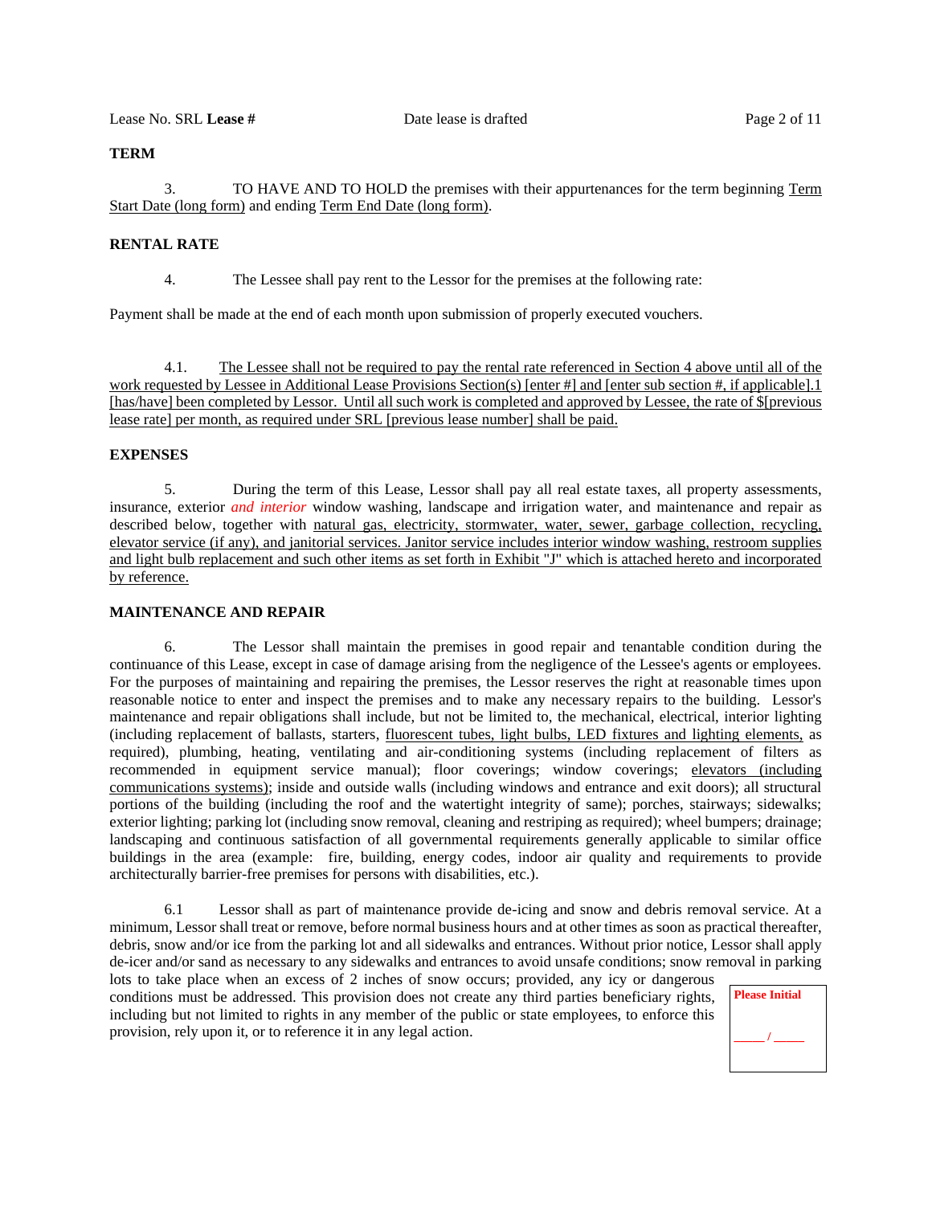**TERM**

3. TO HAVE AND TO HOLD the premises with their appurtenances for the term beginning <u>Term Start Date (long form)</u> and ending <u>Term End Date (long form)</u>.

**RENTAL RATE**

4. The Lessee shall pay rent to the Lessor for the premises at the following rate:

Payment shall be made at the end of each month upon submission of properly executed vouchers.

4.1. <u>The Lessee shall not be required to pay the rental rate referenced in Section 4 above until all of the work requested by Lessee in Additional Lease Provisions Section(s) [enter #] and [enter sub section #, if applicable].1 [has/have] been completed by Lessor. Until all such work is completed and approved by Lessee, the rate of $[previous lease rate] per month, as required under SRL [previous lease number] shall be paid.</u>

**EXPENSES**

5. During the term of this Lease, Lessor shall pay all real estate taxes, all property assessments, insurance, exterior *and interior* window washing, landscape and irrigation water, and maintenance and repair as described below, together with <u>natural gas, electricity, stormwater, water, sewer, garbage collection, recycling, elevator service (if any), and janitorial services. Janitor service includes interior window washing, restroom supplies and light bulb replacement and such other items as set forth in Exhibit "J" which is attached hereto and incorporated by reference.</u>

**MAINTENANCE AND REPAIR**

6. The Lessor shall maintain the premises in good repair and tenantable condition during the continuance of this Lease, except in case of damage arising from the negligence of the Lessee's agents or employees. For the purposes of maintaining and repairing the premises, the Lessor reserves the right at reasonable times upon reasonable notice to enter and inspect the premises and to make any necessary repairs to the building. Lessor's maintenance and repair obligations shall include, but not be limited to, the mechanical, electrical, interior lighting (including replacement of ballasts, starters, <u>fluorescent tubes, light bulbs, LED fixtures and lighting elements,</u> as required), plumbing, heating, ventilating and air-conditioning systems (including replacement of filters as recommended in equipment service manual); floor coverings; window coverings; <u>elevators (including communications systems)</u>; inside and outside walls (including windows and entrance and exit doors); all structural portions of the building (including the roof and the watertight integrity of same); porches, stairways; sidewalks; exterior lighting; parking lot (including snow removal, cleaning and restriping as required); wheel bumpers; drainage; landscaping and continuous satisfaction of all governmental requirements generally applicable to similar office buildings in the area (example: fire, building, energy codes, indoor air quality and requirements to provide architecturally barrier-free premises for persons with disabilities, etc.).

6.1 Lessor shall as part of maintenance provide de-icing and snow and debris removal service. At a minimum, Lessor shall treat or remove, before normal business hours and at other times as soon as practical thereafter, debris, snow and/or ice from the parking lot and all sidewalks and entrances. Without prior notice, Lessor shall apply de-icer and/or sand as necessary to any sidewalks and entrances to avoid unsafe conditions; snow removal in parking lots to take place when an excess of 2 inches of snow occurs; provided, any icy or dangerous conditions must be addressed. This provision does not create any third parties beneficiary rights, including but not limited to rights in any member of the public or state employees, to enforce this provision, rely upon it, or to reference it in any legal action.

**Please Initial**

_____ / _____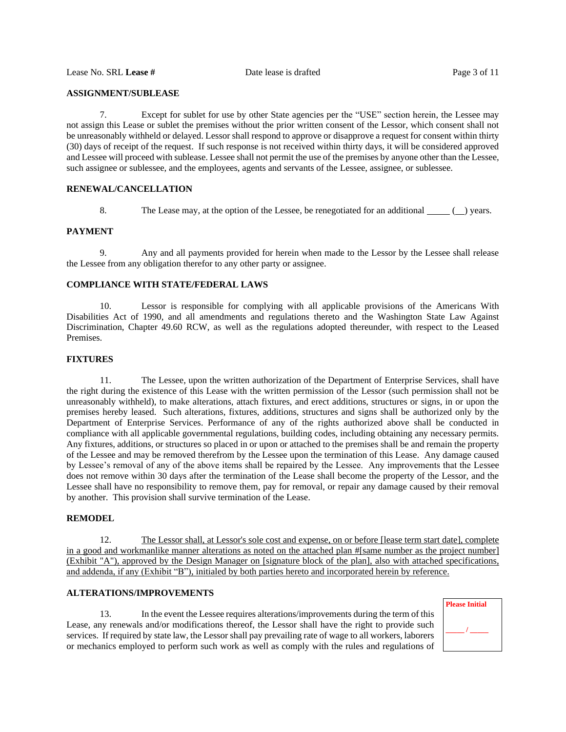**ASSIGNMENT/SUBLEASE**

7. Except for sublet for use by other State agencies per the "USE" section herein, the Lessee may not assign this Lease or sublet the premises without the prior written consent of the Lessor, which consent shall not be unreasonably withheld or delayed. Lessor shall respond to approve or disapprove a request for consent within thirty (30) days of receipt of the request. If such response is not received within thirty days, it will be considered approved and Lessee will proceed with sublease. Lessee shall not permit the use of the premises by anyone other than the Lessee, such assignee or sublessee, and the employees, agents and servants of the Lessee, assignee, or sublessee.

**RENEWAL/CANCELLATION**

8. The Lease may, at the option of the Lessee, be renegotiated for an additional _____ (__) years.

**PAYMENT**

9. Any and all payments provided for herein when made to the Lessor by the Lessee shall release the Lessee from any obligation therefor to any other party or assignee.

**COMPLIANCE WITH STATE/FEDERAL LAWS**

10. Lessor is responsible for complying with all applicable provisions of the Americans With Disabilities Act of 1990, and all amendments and regulations thereto and the Washington State Law Against Discrimination, Chapter 49.60 RCW, as well as the regulations adopted thereunder, with respect to the Leased Premises.

**FIXTURES**

11. The Lessee, upon the written authorization of the Department of Enterprise Services, shall have the right during the existence of this Lease with the written permission of the Lessor (such permission shall not be unreasonably withheld), to make alterations, attach fixtures, and erect additions, structures or signs, in or upon the premises hereby leased. Such alterations, fixtures, additions, structures and signs shall be authorized only by the Department of Enterprise Services. Performance of any of the rights authorized above shall be conducted in compliance with all applicable governmental regulations, building codes, including obtaining any necessary permits. Any fixtures, additions, or structures so placed in or upon or attached to the premises shall be and remain the property of the Lessee and may be removed therefrom by the Lessee upon the termination of this Lease. Any damage caused by Lessee's removal of any of the above items shall be repaired by the Lessee. Any improvements that the Lessee does not remove within 30 days after the termination of the Lease shall become the property of the Lessor, and the Lessee shall have no responsibility to remove them, pay for removal, or repair any damage caused by their removal by another. This provision shall survive termination of the Lease.

**REMODEL**

12. <u>The Lessor shall, at Lessor's sole cost and expense, on or before [lease term start date], complete in a good and workmanlike manner alterations as noted on the attached plan #[same number as the project number] (Exhibit "A"), approved by the Design Manager on [signature block of the plan], also with attached specifications, and addenda, if any (Exhibit "B"), initialed by both parties hereto and incorporated herein by reference.</u>

**ALTERATIONS/IMPROVEMENTS**

13. In the event the Lessee requires alterations/improvements during the term of this Lease, any renewals and/or modifications thereof, the Lessor shall have the right to provide such services. If required by state law, the Lessor shall pay prevailing rate of wage to all workers, laborers or mechanics employed to perform such work as well as comply with the rules and regulations of

**Please Initial**

_____ / _____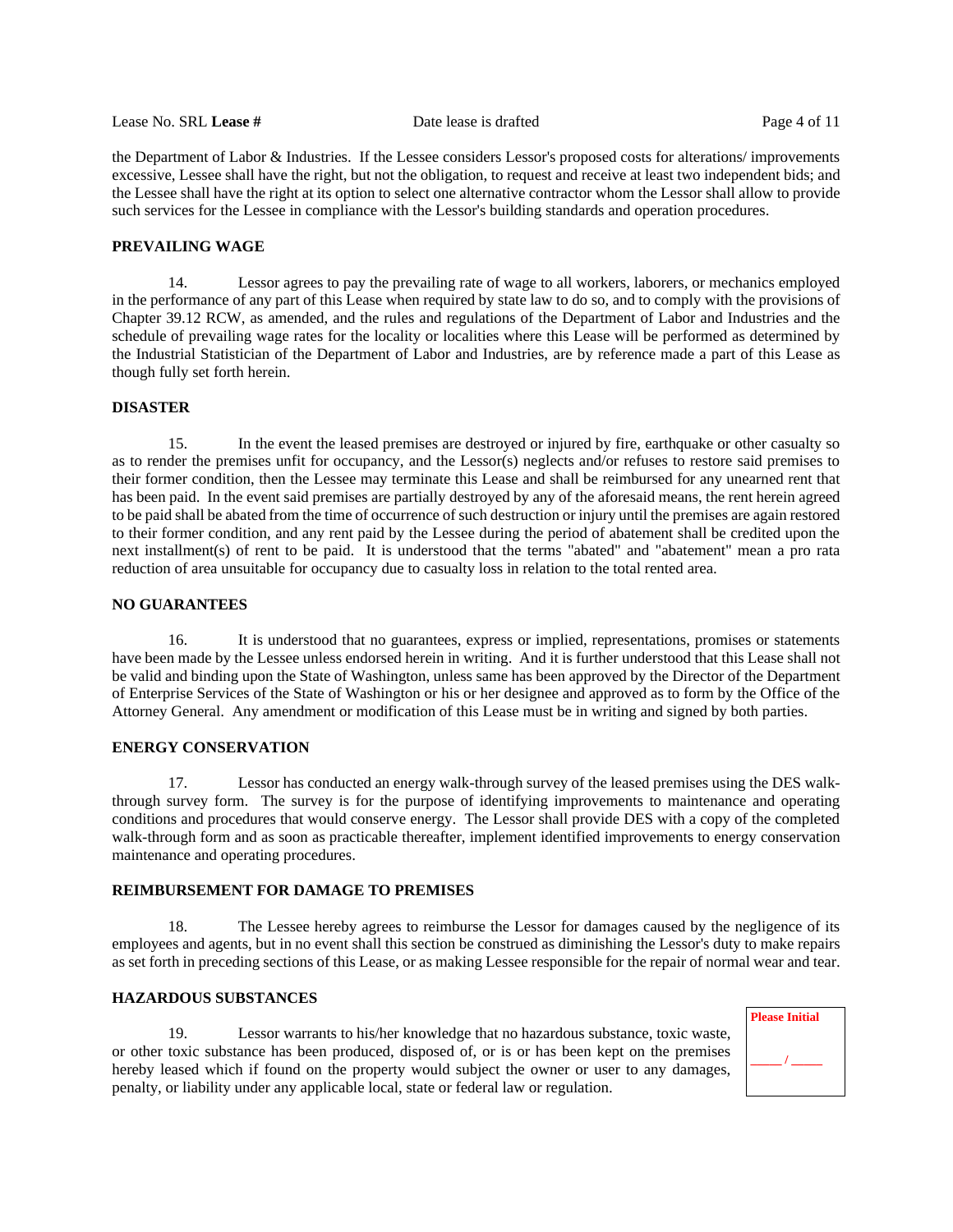the Department of Labor & Industries. If the Lessee considers Lessor's proposed costs for alterations/ improvements excessive, Lessee shall have the right, but not the obligation, to request and receive at least two independent bids; and the Lessee shall have the right at its option to select one alternative contractor whom the Lessor shall allow to provide such services for the Lessee in compliance with the Lessor's building standards and operation procedures.

**PREVAILING WAGE**

14. Lessor agrees to pay the prevailing rate of wage to all workers, laborers, or mechanics employed in the performance of any part of this Lease when required by state law to do so, and to comply with the provisions of Chapter 39.12 RCW, as amended, and the rules and regulations of the Department of Labor and Industries and the schedule of prevailing wage rates for the locality or localities where this Lease will be performed as determined by the Industrial Statistician of the Department of Labor and Industries, are by reference made a part of this Lease as though fully set forth herein.

**DISASTER**

15. In the event the leased premises are destroyed or injured by fire, earthquake or other casualty so as to render the premises unfit for occupancy, and the Lessor(s) neglects and/or refuses to restore said premises to their former condition, then the Lessee may terminate this Lease and shall be reimbursed for any unearned rent that has been paid. In the event said premises are partially destroyed by any of the aforesaid means, the rent herein agreed to be paid shall be abated from the time of occurrence of such destruction or injury until the premises are again restored to their former condition, and any rent paid by the Lessee during the period of abatement shall be credited upon the next installment(s) of rent to be paid. It is understood that the terms "abated" and "abatement" mean a pro rata reduction of area unsuitable for occupancy due to casualty loss in relation to the total rented area.

**NO GUARANTEES**

16. It is understood that no guarantees, express or implied, representations, promises or statements have been made by the Lessee unless endorsed herein in writing. And it is further understood that this Lease shall not be valid and binding upon the State of Washington, unless same has been approved by the Director of the Department of Enterprise Services of the State of Washington or his or her designee and approved as to form by the Office of the Attorney General. Any amendment or modification of this Lease must be in writing and signed by both parties.

**ENERGY CONSERVATION**

17. Lessor has conducted an energy walk-through survey of the leased premises using the DES walk-through survey form. The survey is for the purpose of identifying improvements to maintenance and operating conditions and procedures that would conserve energy. The Lessor shall provide DES with a copy of the completed walk-through form and as soon as practicable thereafter, implement identified improvements to energy conservation maintenance and operating procedures.

**REIMBURSEMENT FOR DAMAGE TO PREMISES**

18. The Lessee hereby agrees to reimburse the Lessor for damages caused by the negligence of its employees and agents, but in no event shall this section be construed as diminishing the Lessor's duty to make repairs as set forth in preceding sections of this Lease, or as making Lessee responsible for the repair of normal wear and tear.

**HAZARDOUS SUBSTANCES**

19. Lessor warrants to his/her knowledge that no hazardous substance, toxic waste, or other toxic substance has been produced, disposed of, or is or has been kept on the premises hereby leased which if found on the property would subject the owner or user to any damages, penalty, or liability under any applicable local, state or federal law or regulation.

Please Initial

_____ / _____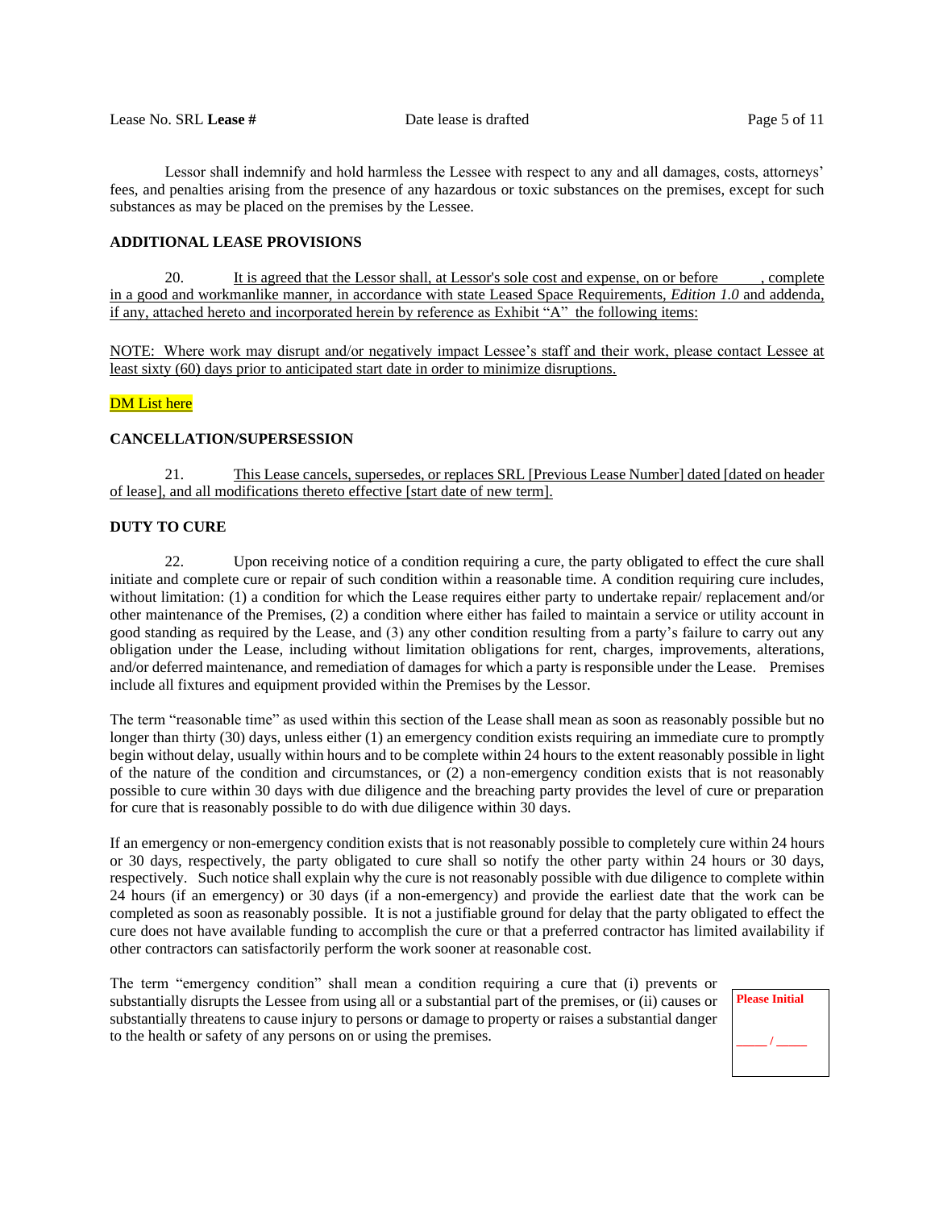Lessor shall indemnify and hold harmless the Lessee with respect to any and all damages, costs, attorneys' fees, and penalties arising from the presence of any hazardous or toxic substances on the premises, except for such substances as may be placed on the premises by the Lessee.

**ADDITIONAL LEASE PROVISIONS**

20. It is agreed that the Lessor shall, at Lessor's sole cost and expense, on or before \_\_\_\_\_\_, complete in a good and workmanlike manner, in accordance with state Leased Space Requirements, *Edition 1.0* and addenda, if any, attached hereto and incorporated herein by reference as Exhibit "A" the following items:

NOTE: Where work may disrupt and/or negatively impact Lessee's staff and their work, please contact Lessee at least sixty (60) days prior to anticipated start date in order to minimize disruptions.

DM List here

**CANCELLATION/SUPERSESSION**

21. This Lease cancels, supersedes, or replaces SRL [Previous Lease Number] dated [dated on header of lease], and all modifications thereto effective [start date of new term].

**DUTY TO CURE**

22. Upon receiving notice of a condition requiring a cure, the party obligated to effect the cure shall initiate and complete cure or repair of such condition within a reasonable time. A condition requiring cure includes, without limitation: (1) a condition for which the Lease requires either party to undertake repair/ replacement and/or other maintenance of the Premises, (2) a condition where either has failed to maintain a service or utility account in good standing as required by the Lease, and (3) any other condition resulting from a party's failure to carry out any obligation under the Lease, including without limitation obligations for rent, charges, improvements, alterations, and/or deferred maintenance, and remediation of damages for which a party is responsible under the Lease. Premises include all fixtures and equipment provided within the Premises by the Lessor.

The term "reasonable time" as used within this section of the Lease shall mean as soon as reasonably possible but no longer than thirty (30) days, unless either (1) an emergency condition exists requiring an immediate cure to promptly begin without delay, usually within hours and to be complete within 24 hours to the extent reasonably possible in light of the nature of the condition and circumstances, or (2) a non-emergency condition exists that is not reasonably possible to cure within 30 days with due diligence and the breaching party provides the level of cure or preparation for cure that is reasonably possible to do with due diligence within 30 days.

If an emergency or non-emergency condition exists that is not reasonably possible to completely cure within 24 hours or 30 days, respectively, the party obligated to cure shall so notify the other party within 24 hours or 30 days, respectively. Such notice shall explain why the cure is not reasonably possible with due diligence to complete within 24 hours (if an emergency) or 30 days (if a non-emergency) and provide the earliest date that the work can be completed as soon as reasonably possible. It is not a justifiable ground for delay that the party obligated to effect the cure does not have available funding to accomplish the cure or that a preferred contractor has limited availability if other contractors can satisfactorily perform the work sooner at reasonable cost.

The term "emergency condition" shall mean a condition requiring a cure that (i) prevents or substantially disrupts the Lessee from using all or a substantial part of the premises, or (ii) causes or substantially threatens to cause injury to persons or damage to property or raises a substantial danger to the health or safety of any persons on or using the premises.

**Please Initial**

\_\_\_\_\_ / \_\_\_\_\_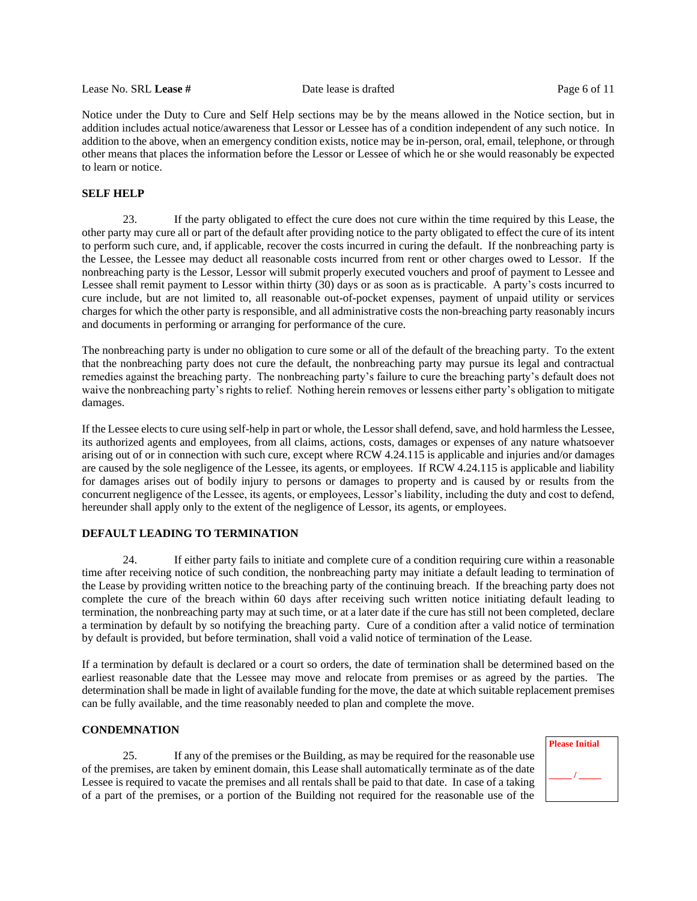Notice under the Duty to Cure and Self Help sections may be by the means allowed in the Notice section, but in addition includes actual notice/awareness that Lessor or Lessee has of a condition independent of any such notice. In addition to the above, when an emergency condition exists, notice may be in-person, oral, email, telephone, or through other means that places the information before the Lessor or Lessee of which he or she would reasonably be expected to learn or notice.

**SELF HELP**

23. If the party obligated to effect the cure does not cure within the time required by this Lease, the other party may cure all or part of the default after providing notice to the party obligated to effect the cure of its intent to perform such cure, and, if applicable, recover the costs incurred in curing the default. If the nonbreaching party is the Lessee, the Lessee may deduct all reasonable costs incurred from rent or other charges owed to Lessor. If the nonbreaching party is the Lessor, Lessor will submit properly executed vouchers and proof of payment to Lessee and Lessee shall remit payment to Lessor within thirty (30) days or as soon as is practicable. A party's costs incurred to cure include, but are not limited to, all reasonable out-of-pocket expenses, payment of unpaid utility or services charges for which the other party is responsible, and all administrative costs the non-breaching party reasonably incurs and documents in performing or arranging for performance of the cure.

The nonbreaching party is under no obligation to cure some or all of the default of the breaching party. To the extent that the nonbreaching party does not cure the default, the nonbreaching party may pursue its legal and contractual remedies against the breaching party. The nonbreaching party's failure to cure the breaching party's default does not waive the nonbreaching party's rights to relief. Nothing herein removes or lessens either party's obligation to mitigate damages.

If the Lessee elects to cure using self-help in part or whole, the Lessor shall defend, save, and hold harmless the Lessee, its authorized agents and employees, from all claims, actions, costs, damages or expenses of any nature whatsoever arising out of or in connection with such cure, except where RCW 4.24.115 is applicable and injuries and/or damages are caused by the sole negligence of the Lessee, its agents, or employees. If RCW 4.24.115 is applicable and liability for damages arises out of bodily injury to persons or damages to property and is caused by or results from the concurrent negligence of the Lessee, its agents, or employees, Lessor's liability, including the duty and cost to defend, hereunder shall apply only to the extent of the negligence of Lessor, its agents, or employees.

**DEFAULT LEADING TO TERMINATION**

24. If either party fails to initiate and complete cure of a condition requiring cure within a reasonable time after receiving notice of such condition, the nonbreaching party may initiate a default leading to termination of the Lease by providing written notice to the breaching party of the continuing breach. If the breaching party does not complete the cure of the breach within 60 days after receiving such written notice initiating default leading to termination, the nonbreaching party may at such time, or at a later date if the cure has still not been completed, declare a termination by default by so notifying the breaching party. Cure of a condition after a valid notice of termination by default is provided, but before termination, shall void a valid notice of termination of the Lease.

If a termination by default is declared or a court so orders, the date of termination shall be determined based on the earliest reasonable date that the Lessee may move and relocate from premises or as agreed by the parties. The determination shall be made in light of available funding for the move, the date at which suitable replacement premises can be fully available, and the time reasonably needed to plan and complete the move.

**CONDEMNATION**

25. If any of the premises or the Building, as may be required for the reasonable use of the premises, are taken by eminent domain, this Lease shall automatically terminate as of the date Lessee is required to vacate the premises and all rentals shall be paid to that date. In case of a taking of a part of the premises, or a portion of the Building not required for the reasonable use of the

**Please Initial**

_____ / _____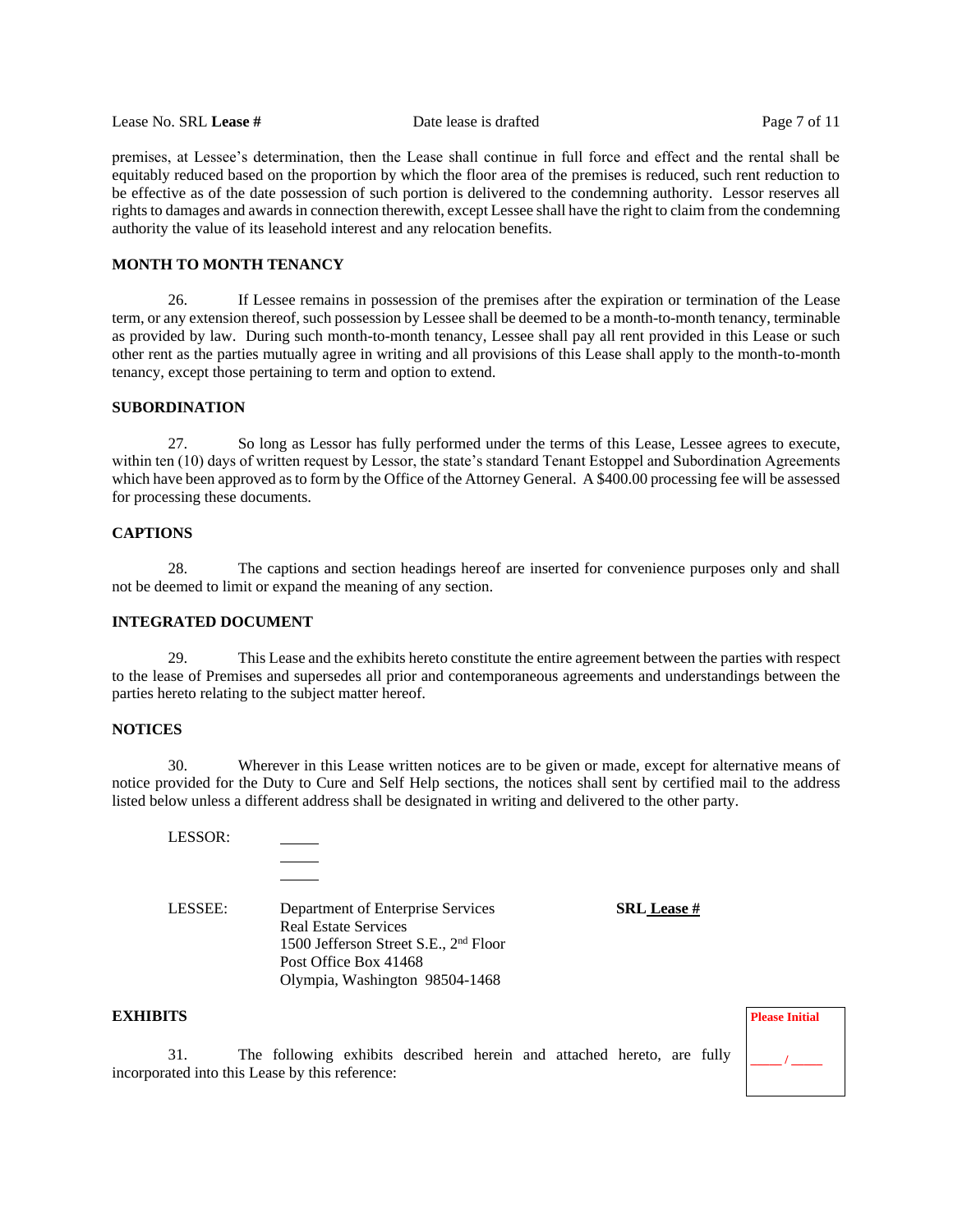premises, at Lessee's determination, then the Lease shall continue in full force and effect and the rental shall be equitably reduced based on the proportion by which the floor area of the premises is reduced, such rent reduction to be effective as of the date possession of such portion is delivered to the condemning authority. Lessor reserves all rights to damages and awards in connection therewith, except Lessee shall have the right to claim from the condemning authority the value of its leasehold interest and any relocation benefits.

**MONTH TO MONTH TENANCY**

26. If Lessee remains in possession of the premises after the expiration or termination of the Lease term, or any extension thereof, such possession by Lessee shall be deemed to be a month-to-month tenancy, terminable as provided by law. During such month-to-month tenancy, Lessee shall pay all rent provided in this Lease or such other rent as the parties mutually agree in writing and all provisions of this Lease shall apply to the month-to-month tenancy, except those pertaining to term and option to extend.

**SUBORDINATION**

27. So long as Lessor has fully performed under the terms of this Lease, Lessee agrees to execute, within ten (10) days of written request by Lessor, the state's standard Tenant Estoppel and Subordination Agreements which have been approved as to form by the Office of the Attorney General. A $400.00 processing fee will be assessed for processing these documents.

**CAPTIONS**

28. The captions and section headings hereof are inserted for convenience purposes only and shall not be deemed to limit or expand the meaning of any section.

**INTEGRATED DOCUMENT**

29. This Lease and the exhibits hereto constitute the entire agreement between the parties with respect to the lease of Premises and supersedes all prior and contemporaneous agreements and understandings between the parties hereto relating to the subject matter hereof.

**NOTICES**

30. Wherever in this Lease written notices are to be given or made, except for alternative means of notice provided for the Duty to Cure and Self Help sections, the notices shall sent by certified mail to the address listed below unless a different address shall be designated in writing and delivered to the other party.

LESSOR: _____
_____
_____

LESSEE: Department of Enterprise Services
Real Estate Services
1500 Jefferson Street S.E., 2nd Floor
Post Office Box 41468
Olympia, Washington 98504-1468

**SRL Lease #**

**EXHIBITS**

31. The following exhibits described herein and attached hereto, are fully incorporated into this Lease by this reference:

**Please Initial**

_____ / _____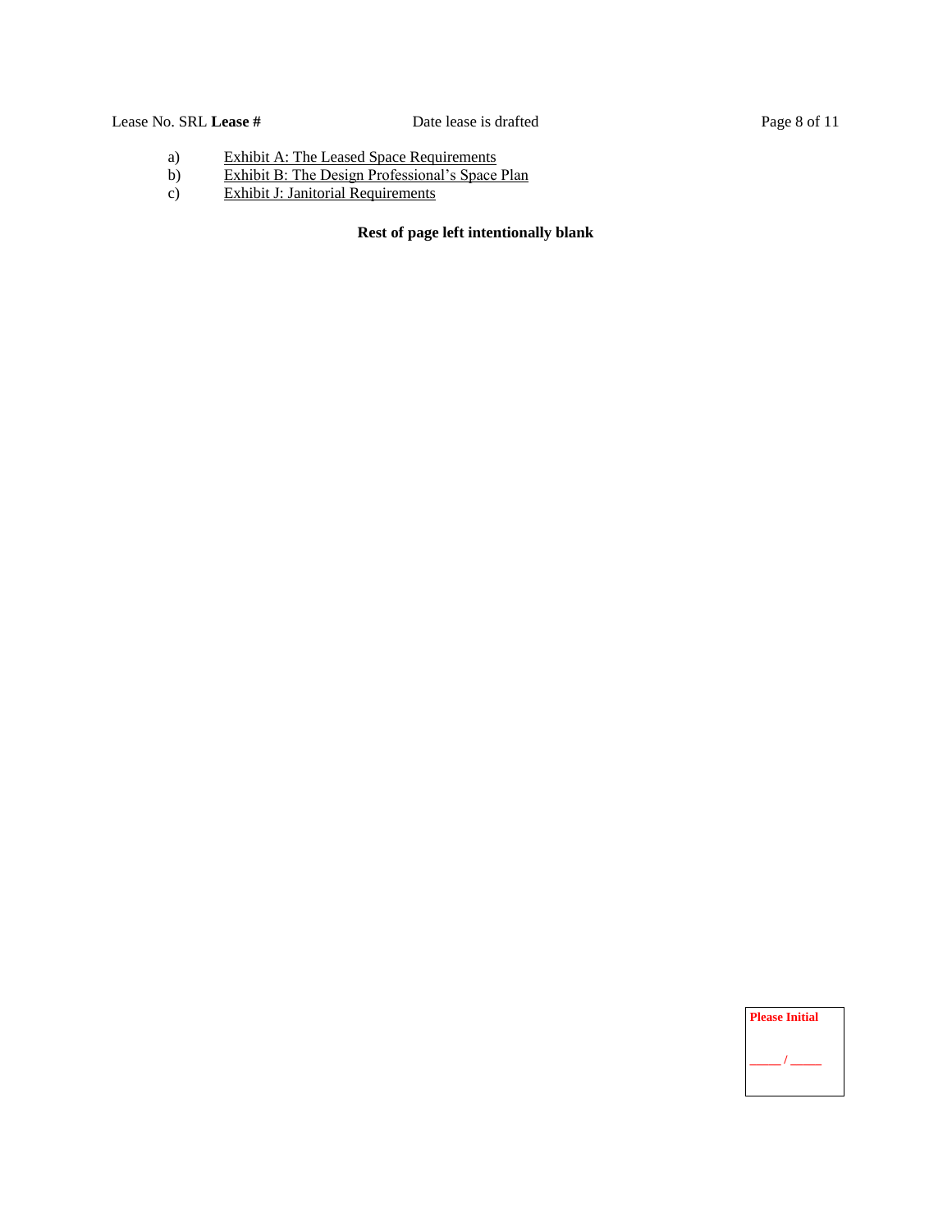a) Exhibit A: The Leased Space Requirements
b) Exhibit B: The Design Professional's Space Plan
c) Exhibit J: Janitorial Requirements

**Rest of page left intentionally blank**

**Please Initial**

_____ / _____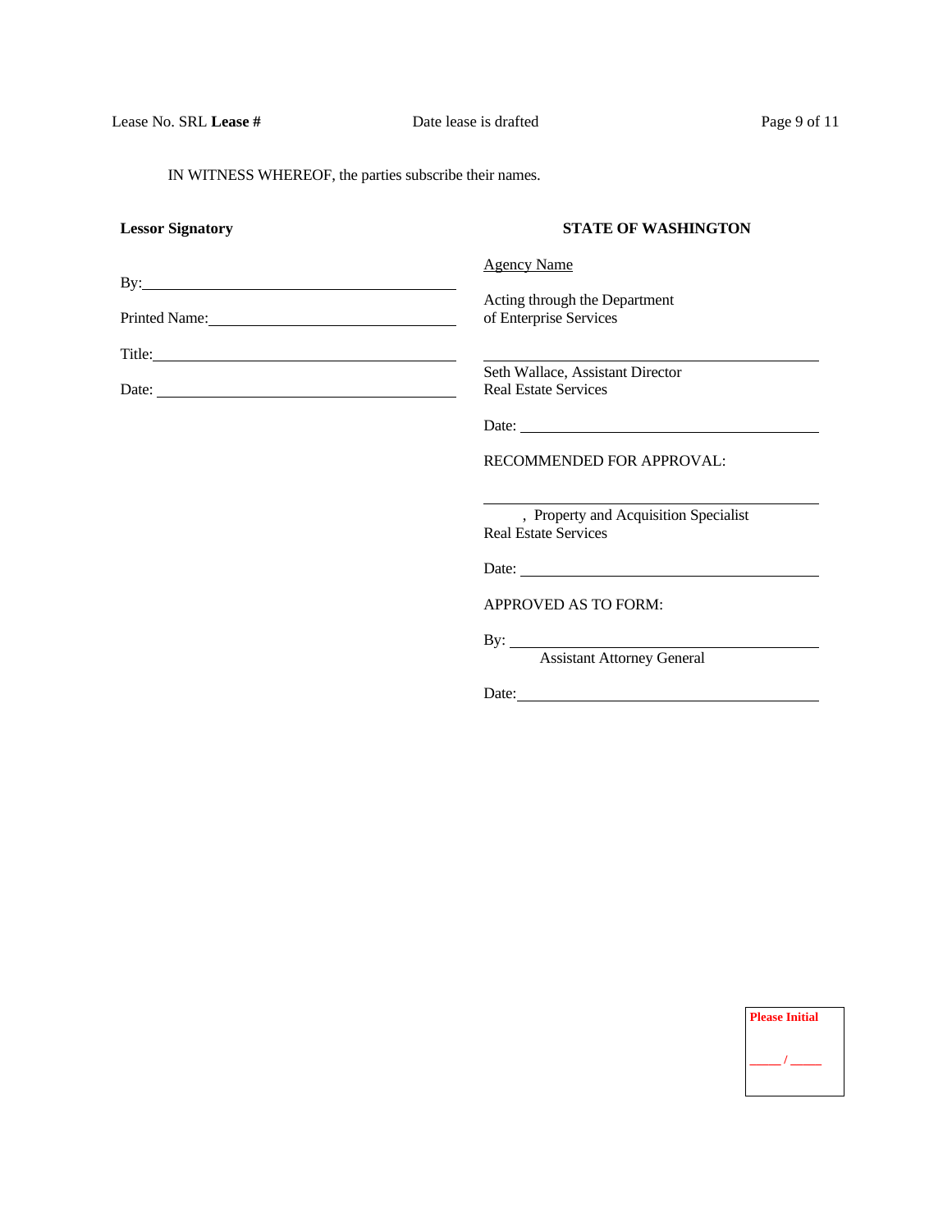IN WITNESS WHEREOF, the parties subscribe their names.

**Lessor Signatory**

By:\_\_\_\_\_\_\_\_\_\_\_\_\_\_\_\_\_\_\_\_\_\_\_\_\_\_\_\_\_\_\_\_\_\_\_\_\_\_

Printed Name:\_\_\_\_\_\_\_\_\_\_\_\_\_\_\_\_\_\_\_\_\_\_\_\_\_\_\_\_\_\_\_

Title:\_\_\_\_\_\_\_\_\_\_\_\_\_\_\_\_\_\_\_\_\_\_\_\_\_\_\_\_\_\_\_\_\_\_\_\_\_\_

Date: \_\_\_\_\_\_\_\_\_\_\_\_\_\_\_\_\_\_\_\_\_\_\_\_\_\_\_\_\_\_\_\_\_\_\_\_\_

**STATE OF WASHINGTON**

Agency Name

Acting through the Department
of Enterprise Services

\_\_\_\_\_\_\_\_\_\_\_\_\_\_\_\_\_\_\_\_\_\_\_\_\_\_\_\_\_\_\_\_\_\_\_\_\_\_\_\_
Seth Wallace, Assistant Director
Real Estate Services

Date: \_\_\_\_\_\_\_\_\_\_\_\_\_\_\_\_\_\_\_\_\_\_\_\_\_\_\_\_\_\_\_\_\_\_\_\_

RECOMMENDED FOR APPROVAL:

\_\_\_\_\_\_\_\_\_\_\_\_\_\_\_\_\_\_\_\_\_\_\_\_\_\_\_\_\_\_\_\_\_\_\_\_\_\_\_\_
, Property and Acquisition Specialist
Real Estate Services

Date: \_\_\_\_\_\_\_\_\_\_\_\_\_\_\_\_\_\_\_\_\_\_\_\_\_\_\_\_\_\_\_\_\_\_\_\_

APPROVED AS TO FORM:

By: \_\_\_\_\_\_\_\_\_\_\_\_\_\_\_\_\_\_\_\_\_\_\_\_\_\_\_\_\_\_\_\_\_\_\_\_\_
Assistant Attorney General

Date:\_\_\_\_\_\_\_\_\_\_\_\_\_\_\_\_\_\_\_\_\_\_\_\_\_\_\_\_\_\_\_\_\_\_\_\_\_

**Please Initial**

\_\_\_\_ / \_\_\_\_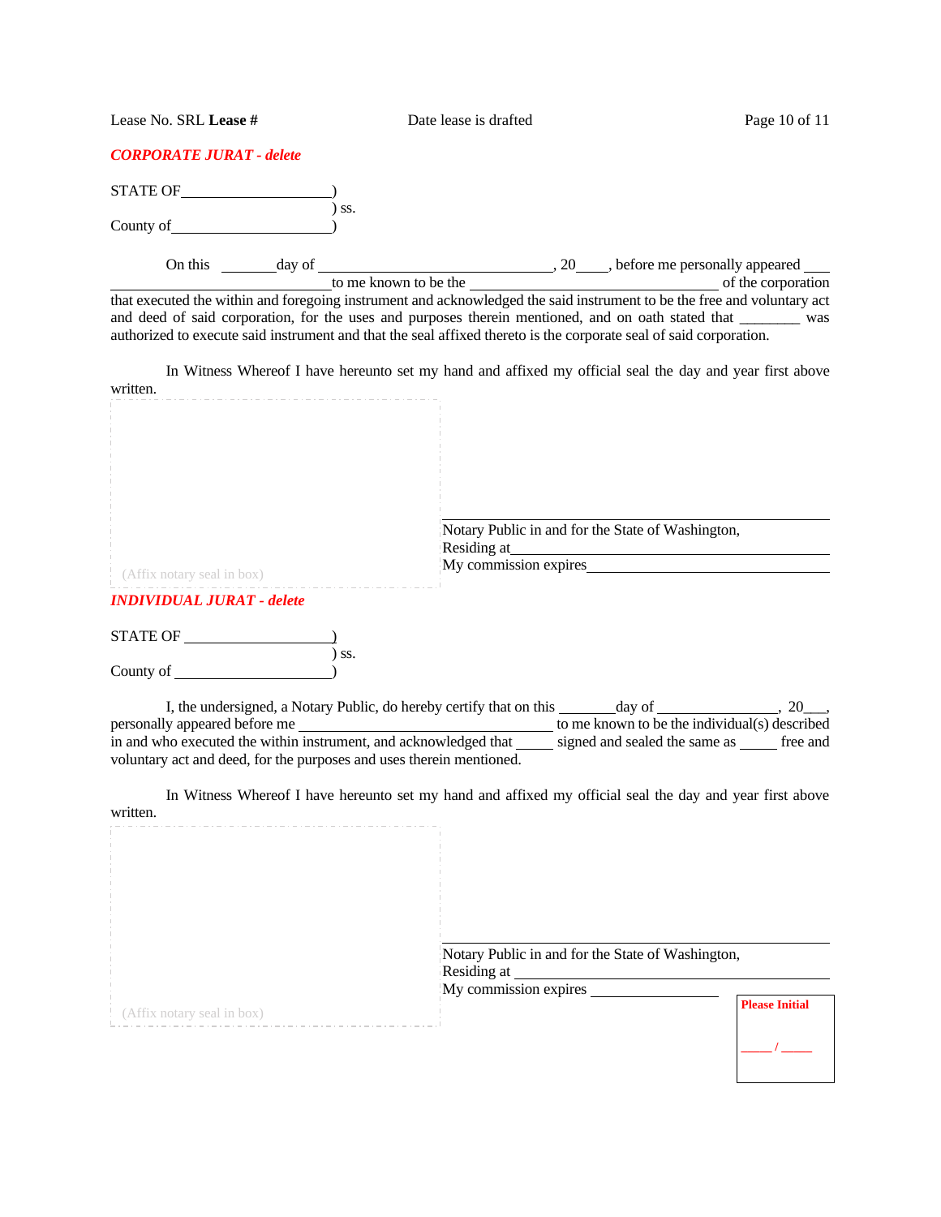***CORPORATE JURAT - delete***

STATE OF____________________)
) ss.
County of____________________)

On this ________day of ________________________________, 20____, before me personally appeared ____ ______________________________to me known to be the ___________________________________ of the corporation that executed the within and foregoing instrument and acknowledged the said instrument to be the free and voluntary act and deed of said corporation, for the uses and purposes therein mentioned, and on oath stated that ________ was authorized to execute said instrument and that the seal affixed thereto is the corporate seal of said corporation.

In Witness Whereof I have hereunto set my hand and affixed my official seal the day and year first above written.

(Affix notary seal in box)

______________________________________
Notary Public in and for the State of Washington,
Residing at______________________________
My commission expires_________________________

***INDIVIDUAL JURAT - delete***

STATE OF ____________________)
) ss.
County of ____________________)

I, the undersigned, a Notary Public, do hereby certify that on this _______day of ________________, 20___, personally appeared before me ____________________________ to me known to be the individual(s) described in and who executed the within instrument, and acknowledged that _____ signed and sealed the same as _____ free and voluntary act and deed, for the purposes and uses therein mentioned.

In Witness Whereof I have hereunto set my hand and affixed my official seal the day and year first above written.

(Affix notary seal in box)

______________________________________
Notary Public in and for the State of Washington,
Residing at ______________________________
My commission expires __________________

**Please Initial**

_____ / _____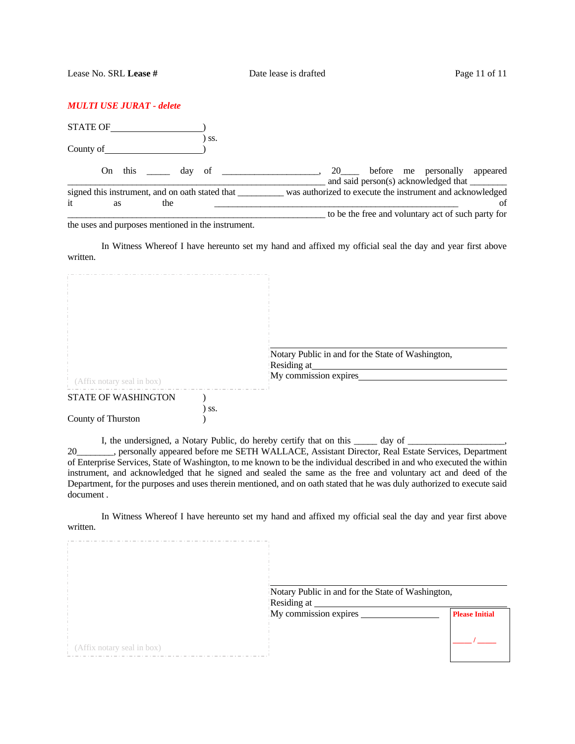***MULTI USE JURAT - delete***

STATE OF____________________)
) ss.
County of_____________________)

On this _____ day of ____________________, 20____ before me personally appeared _____________________________________________________ and said person(s) acknowledged that ________ signed this instrument, and on oath stated that __________ was authorized to execute the instrument and acknowledged it as the ________________________________________________ of _____________________________________________________ to be the free and voluntary act of such party for the uses and purposes mentioned in the instrument.

In Witness Whereof I have hereunto set my hand and affixed my official seal the day and year first above written.

(Affix notary seal in box)

_________________________________________
Notary Public in and for the State of Washington,
Residing at_________________________________
My commission expires_______________________

STATE OF WASHINGTON )
) ss.
County of Thurston )

I, the undersigned, a Notary Public, do hereby certify that on this _____ day of ____________________, 20________, personally appeared before me SETH WALLACE, Assistant Director, Real Estate Services, Department of Enterprise Services, State of Washington, to me known to be the individual described in and who executed the within instrument, and acknowledged that he signed and sealed the same as the free and voluntary act and deed of the Department, for the purposes and uses therein mentioned, and on oath stated that he was duly authorized to execute said document .

In Witness Whereof I have hereunto set my hand and affixed my official seal the day and year first above written.

(Affix notary seal in box)

_________________________________________
Notary Public in and for the State of Washington,
Residing at _________________________________
My commission expires _________________

Please Initial

_____ / _____